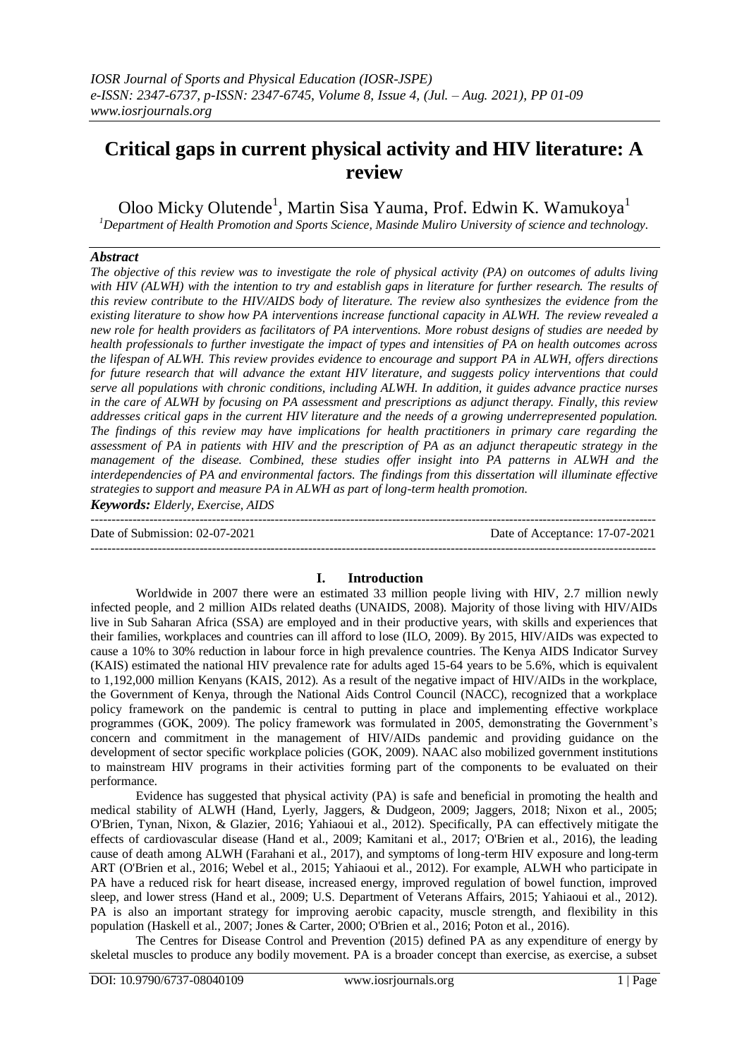# Critical gaps in current physical activity and HIV literature: A review

Oloo Micky Olutende[1], Martin Sisa Yauma, Prof. Edwin K. Wamukoya[1]

[1]*Department of Health Promotion and Sports Science, Masinde Muliro University of science and technology.*

## *Abstract*

*The objective of this review was to investigate the role of physical activity (PA) on outcomes of adults living with HIV (ALWH) with the intention to try and establish gaps in literature for further research. The results of this review contribute to the HIV/AIDS body of literature. The review also synthesizes the evidence from the existing literature to show how PA interventions increase functional capacity in ALWH. The review revealed a new role for health providers as facilitators of PA interventions. More robust designs of studies are needed by health professionals to further investigate the impact of types and intensities of PA on health outcomes across the lifespan of ALWH. This review provides evidence to encourage and support PA in ALWH, offers directions for future research that will advance the extant HIV literature, and suggests policy interventions that could serve all populations with chronic conditions, including ALWH. In addition, it guides advance practice nurses in the care of ALWH by focusing on PA assessment and prescriptions as adjunct therapy. Finally, this review addresses critical gaps in the current HIV literature and the needs of a growing underrepresented population. The findings of this review may have implications for health practitioners in primary care regarding the assessment of PA in patients with HIV and the prescription of PA as an adjunct therapeutic strategy in the management of the disease. Combined, these studies offer insight into PA patterns in ALWH and the interdependencies of PA and environmental factors. The findings from this dissertation will illuminate effective strategies to support and measure PA in ALWH as part of long-term health promotion.*

***Keywords:*** *Elderly, Exercise, AIDS*

---

Date of Submission: 02-07-2021 | Date of Acceptance: 17-07-2021

---

## I. Introduction

Worldwide in 2007 there were an estimated 33 million people living with HIV, 2.7 million newly infected people, and 2 million AIDs related deaths (UNAIDS, 2008). Majority of those living with HIV/AIDs live in Sub Saharan Africa (SSA) are employed and in their productive years, with skills and experiences that their families, workplaces and countries can ill afford to lose (ILO, 2009). By 2015, HIV/AIDs was expected to cause a 10% to 30% reduction in labour force in high prevalence countries. The Kenya AIDS Indicator Survey (KAIS) estimated the national HIV prevalence rate for adults aged 15-64 years to be 5.6%, which is equivalent to 1,192,000 million Kenyans (KAIS, 2012). As a result of the negative impact of HIV/AIDs in the workplace, the Government of Kenya, through the National Aids Control Council (NACC), recognized that a workplace policy framework on the pandemic is central to putting in place and implementing effective workplace programmes (GOK, 2009). The policy framework was formulated in 2005, demonstrating the Government's concern and commitment in the management of HIV/AIDs pandemic and providing guidance on the development of sector specific workplace policies (GOK, 2009). NAAC also mobilized government institutions to mainstream HIV programs in their activities forming part of the components to be evaluated on their performance.

Evidence has suggested that physical activity (PA) is safe and beneficial in promoting the health and medical stability of ALWH (Hand, Lyerly, Jaggers, & Dudgeon, 2009; Jaggers, 2018; Nixon et al., 2005; O'Brien, Tynan, Nixon, & Glazier, 2016; Yahiaoui et al., 2012). Specifically, PA can effectively mitigate the effects of cardiovascular disease (Hand et al., 2009; Kamitani et al., 2017; O'Brien et al., 2016), the leading cause of death among ALWH (Farahani et al., 2017), and symptoms of long-term HIV exposure and long-term ART (O'Brien et al., 2016; Webel et al., 2015; Yahiaoui et al., 2012). For example, ALWH who participate in PA have a reduced risk for heart disease, increased energy, improved regulation of bowel function, improved sleep, and lower stress (Hand et al., 2009; U.S. Department of Veterans Affairs, 2015; Yahiaoui et al., 2012). PA is also an important strategy for improving aerobic capacity, muscle strength, and flexibility in this population (Haskell et al., 2007; Jones & Carter, 2000; O'Brien et al., 2016; Poton et al., 2016).

The Centres for Disease Control and Prevention (2015) defined PA as any expenditure of energy by skeletal muscles to produce any bodily movement. PA is a broader concept than exercise, as exercise, a subset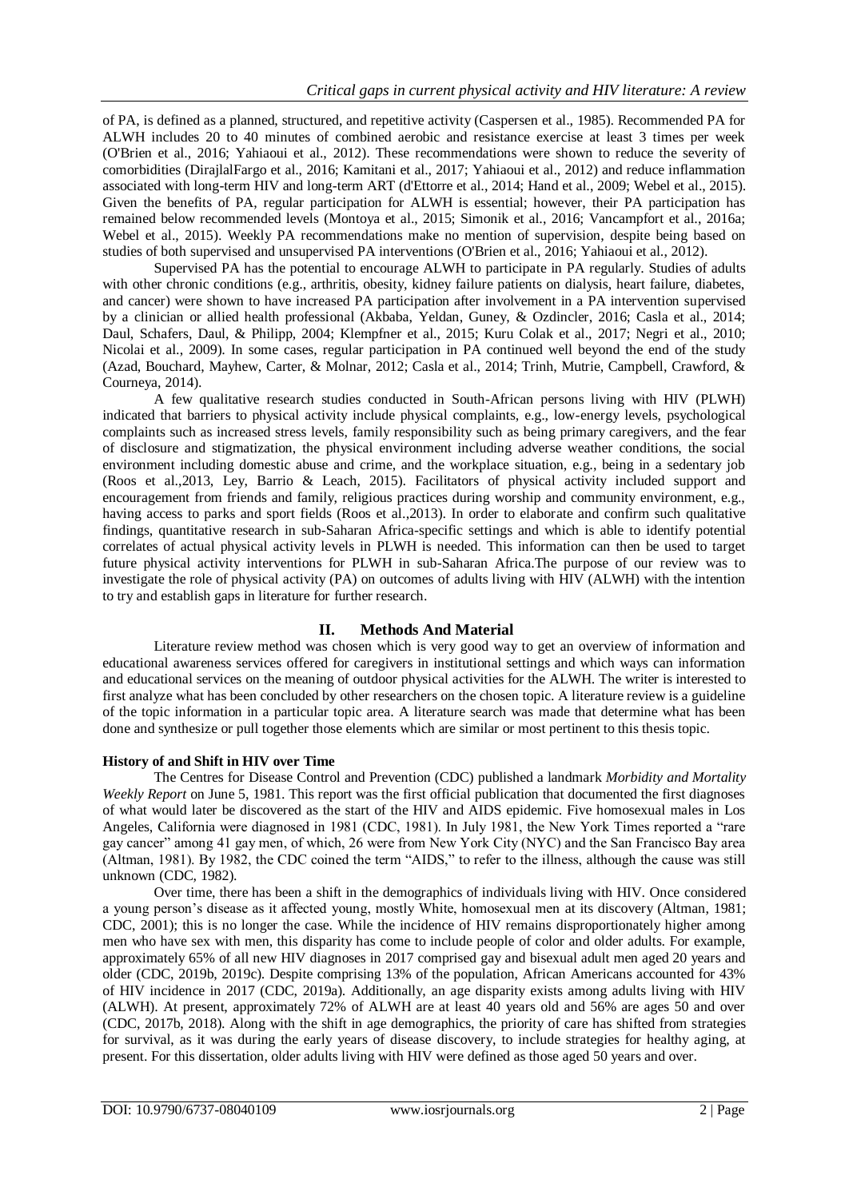of PA, is defined as a planned, structured, and repetitive activity (Caspersen et al., 1985). Recommended PA for ALWH includes 20 to 40 minutes of combined aerobic and resistance exercise at least 3 times per week (O'Brien et al., 2016; Yahiaoui et al., 2012). These recommendations were shown to reduce the severity of comorbidities (DirajlalFargo et al., 2016; Kamitani et al., 2017; Yahiaoui et al., 2012) and reduce inflammation associated with long-term HIV and long-term ART (d'Ettorre et al., 2014; Hand et al., 2009; Webel et al., 2015). Given the benefits of PA, regular participation for ALWH is essential; however, their PA participation has remained below recommended levels (Montoya et al., 2015; Simonik et al., 2016; Vancampfort et al., 2016a; Webel et al., 2015). Weekly PA recommendations make no mention of supervision, despite being based on studies of both supervised and unsupervised PA interventions (O'Brien et al., 2016; Yahiaoui et al., 2012).

Supervised PA has the potential to encourage ALWH to participate in PA regularly. Studies of adults with other chronic conditions (e.g., arthritis, obesity, kidney failure patients on dialysis, heart failure, diabetes, and cancer) were shown to have increased PA participation after involvement in a PA intervention supervised by a clinician or allied health professional (Akbaba, Yeldan, Guney, & Ozdincler, 2016; Casla et al., 2014; Daul, Schafers, Daul, & Philipp, 2004; Klempfner et al., 2015; Kuru Colak et al., 2017; Negri et al., 2010; Nicolai et al., 2009). In some cases, regular participation in PA continued well beyond the end of the study (Azad, Bouchard, Mayhew, Carter, & Molnar, 2012; Casla et al., 2014; Trinh, Mutrie, Campbell, Crawford, & Courneya, 2014).

A few qualitative research studies conducted in South-African persons living with HIV (PLWH) indicated that barriers to physical activity include physical complaints, e.g., low-energy levels, psychological complaints such as increased stress levels, family responsibility such as being primary caregivers, and the fear of disclosure and stigmatization, the physical environment including adverse weather conditions, the social environment including domestic abuse and crime, and the workplace situation, e.g., being in a sedentary job (Roos et al.,2013, Ley, Barrio & Leach, 2015). Facilitators of physical activity included support and encouragement from friends and family, religious practices during worship and community environment, e.g., having access to parks and sport fields (Roos et al.,2013). In order to elaborate and confirm such qualitative findings, quantitative research in sub-Saharan Africa-specific settings and which is able to identify potential correlates of actual physical activity levels in PLWH is needed. This information can then be used to target future physical activity interventions for PLWH in sub-Saharan Africa.The purpose of our review was to investigate the role of physical activity (PA) on outcomes of adults living with HIV (ALWH) with the intention to try and establish gaps in literature for further research.

## II. Methods And Material

Literature review method was chosen which is very good way to get an overview of information and educational awareness services offered for caregivers in institutional settings and which ways can information and educational services on the meaning of outdoor physical activities for the ALWH. The writer is interested to first analyze what has been concluded by other researchers on the chosen topic. A literature review is a guideline of the topic information in a particular topic area. A literature search was made that determine what has been done and synthesize or pull together those elements which are similar or most pertinent to this thesis topic.

### History of and Shift in HIV over Time

The Centres for Disease Control and Prevention (CDC) published a landmark *Morbidity and Mortality Weekly Report* on June 5, 1981. This report was the first official publication that documented the first diagnoses of what would later be discovered as the start of the HIV and AIDS epidemic. Five homosexual males in Los Angeles, California were diagnosed in 1981 (CDC, 1981). In July 1981, the New York Times reported a "rare gay cancer" among 41 gay men, of which, 26 were from New York City (NYC) and the San Francisco Bay area (Altman, 1981). By 1982, the CDC coined the term "AIDS," to refer to the illness, although the cause was still unknown (CDC, 1982).

Over time, there has been a shift in the demographics of individuals living with HIV. Once considered a young person's disease as it affected young, mostly White, homosexual men at its discovery (Altman, 1981; CDC, 2001); this is no longer the case. While the incidence of HIV remains disproportionately higher among men who have sex with men, this disparity has come to include people of color and older adults. For example, approximately 65% of all new HIV diagnoses in 2017 comprised gay and bisexual adult men aged 20 years and older (CDC, 2019b, 2019c). Despite comprising 13% of the population, African Americans accounted for 43% of HIV incidence in 2017 (CDC, 2019a). Additionally, an age disparity exists among adults living with HIV (ALWH). At present, approximately 72% of ALWH are at least 40 years old and 56% are ages 50 and over (CDC, 2017b, 2018). Along with the shift in age demographics, the priority of care has shifted from strategies for survival, as it was during the early years of disease discovery, to include strategies for healthy aging, at present. For this dissertation, older adults living with HIV were defined as those aged 50 years and over.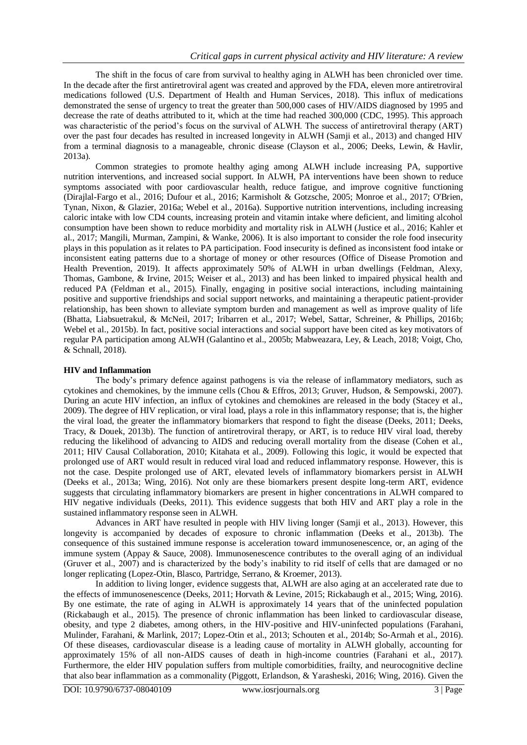The shift in the focus of care from survival to healthy aging in ALWH has been chronicled over time. In the decade after the first antiretroviral agent was created and approved by the FDA, eleven more antiretroviral medications followed (U.S. Department of Health and Human Services, 2018). This influx of medications demonstrated the sense of urgency to treat the greater than 500,000 cases of HIV/AIDS diagnosed by 1995 and decrease the rate of deaths attributed to it, which at the time had reached 300,000 (CDC, 1995). This approach was characteristic of the period's focus on the survival of ALWH. The success of antiretroviral therapy (ART) over the past four decades has resulted in increased longevity in ALWH (Samji et al., 2013) and changed HIV from a terminal diagnosis to a manageable, chronic disease (Clayson et al., 2006; Deeks, Lewin, & Havlir, 2013a).

Common strategies to promote healthy aging among ALWH include increasing PA, supportive nutrition interventions, and increased social support. In ALWH, PA interventions have been shown to reduce symptoms associated with poor cardiovascular health, reduce fatigue, and improve cognitive functioning (Dirajlal-Fargo et al., 2016; Dufour et al., 2016; Karmisholt & Gotzsche, 2005; Monroe et al., 2017; O'Brien, Tynan, Nixon, & Glazier, 2016a; Webel et al., 2016a). Supportive nutrition interventions, including increasing caloric intake with low CD4 counts, increasing protein and vitamin intake where deficient, and limiting alcohol consumption have been shown to reduce morbidity and mortality risk in ALWH (Justice et al., 2016; Kahler et al., 2017; Mangili, Murman, Zampini, & Wanke, 2006). It is also important to consider the role food insecurity plays in this population as it relates to PA participation. Food insecurity is defined as inconsistent food intake or inconsistent eating patterns due to a shortage of money or other resources (Office of Disease Promotion and Health Prevention, 2019). It affects approximately 50% of ALWH in urban dwellings (Feldman, Alexy, Thomas, Gambone, & Irvine, 2015; Weiser et al., 2013) and has been linked to impaired physical health and reduced PA (Feldman et al., 2015). Finally, engaging in positive social interactions, including maintaining positive and supportive friendships and social support networks, and maintaining a therapeutic patient-provider relationship, has been shown to alleviate symptom burden and management as well as improve quality of life (Bhatta, Liabsuetrakul, & McNeil, 2017; Iribarren et al., 2017; Webel, Sattar, Schreiner, & Phillips, 2016b; Webel et al., 2015b). In fact, positive social interactions and social support have been cited as key motivators of regular PA participation among ALWH (Galantino et al., 2005b; Mabweazara, Ley, & Leach, 2018; Voigt, Cho, & Schnall, 2018).

**HIV and Inflammation**

The body's primary defence against pathogens is via the release of inflammatory mediators, such as cytokines and chemokines, by the immune cells (Chou & Effros, 2013; Gruver, Hudson, & Sempowski, 2007). During an acute HIV infection, an influx of cytokines and chemokines are released in the body (Stacey et al., 2009). The degree of HIV replication, or viral load, plays a role in this inflammatory response; that is, the higher the viral load, the greater the inflammatory biomarkers that respond to fight the disease (Deeks, 2011; Deeks, Tracy, & Douek, 2013b). The function of antiretroviral therapy, or ART, is to reduce HIV viral load, thereby reducing the likelihood of advancing to AIDS and reducing overall mortality from the disease (Cohen et al., 2011; HIV Causal Collaboration, 2010; Kitahata et al., 2009). Following this logic, it would be expected that prolonged use of ART would result in reduced viral load and reduced inflammatory response. However, this is not the case. Despite prolonged use of ART, elevated levels of inflammatory biomarkers persist in ALWH (Deeks et al., 2013a; Wing, 2016). Not only are these biomarkers present despite long-term ART, evidence suggests that circulating inflammatory biomarkers are present in higher concentrations in ALWH compared to HIV negative individuals (Deeks, 2011). This evidence suggests that both HIV and ART play a role in the sustained inflammatory response seen in ALWH.

Advances in ART have resulted in people with HIV living longer (Samji et al., 2013). However, this longevity is accompanied by decades of exposure to chronic inflammation (Deeks et al., 2013b). The consequence of this sustained immune response is acceleration toward immunosenescence, or, an aging of the immune system (Appay & Sauce, 2008). Immunosenescence contributes to the overall aging of an individual (Gruver et al., 2007) and is characterized by the body's inability to rid itself of cells that are damaged or no longer replicating (Lopez-Otin, Blasco, Partridge, Serrano, & Kroemer, 2013).

In addition to living longer, evidence suggests that, ALWH are also aging at an accelerated rate due to the effects of immunosenescence (Deeks, 2011; Horvath & Levine, 2015; Rickabaugh et al., 2015; Wing, 2016). By one estimate, the rate of aging in ALWH is approximately 14 years that of the uninfected population (Rickabaugh et al., 2015). The presence of chronic inflammation has been linked to cardiovascular disease, obesity, and type 2 diabetes, among others, in the HIV-positive and HIV-uninfected populations (Farahani, Mulinder, Farahani, & Marlink, 2017; Lopez-Otin et al., 2013; Schouten et al., 2014b; So-Armah et al., 2016). Of these diseases, cardiovascular disease is a leading cause of mortality in ALWH globally, accounting for approximately 15% of all non-AIDS causes of death in high-income countries (Farahani et al., 2017). Furthermore, the elder HIV population suffers from multiple comorbidities, frailty, and neurocognitive decline that also bear inflammation as a commonality (Piggott, Erlandson, & Yarasheski, 2016; Wing, 2016). Given the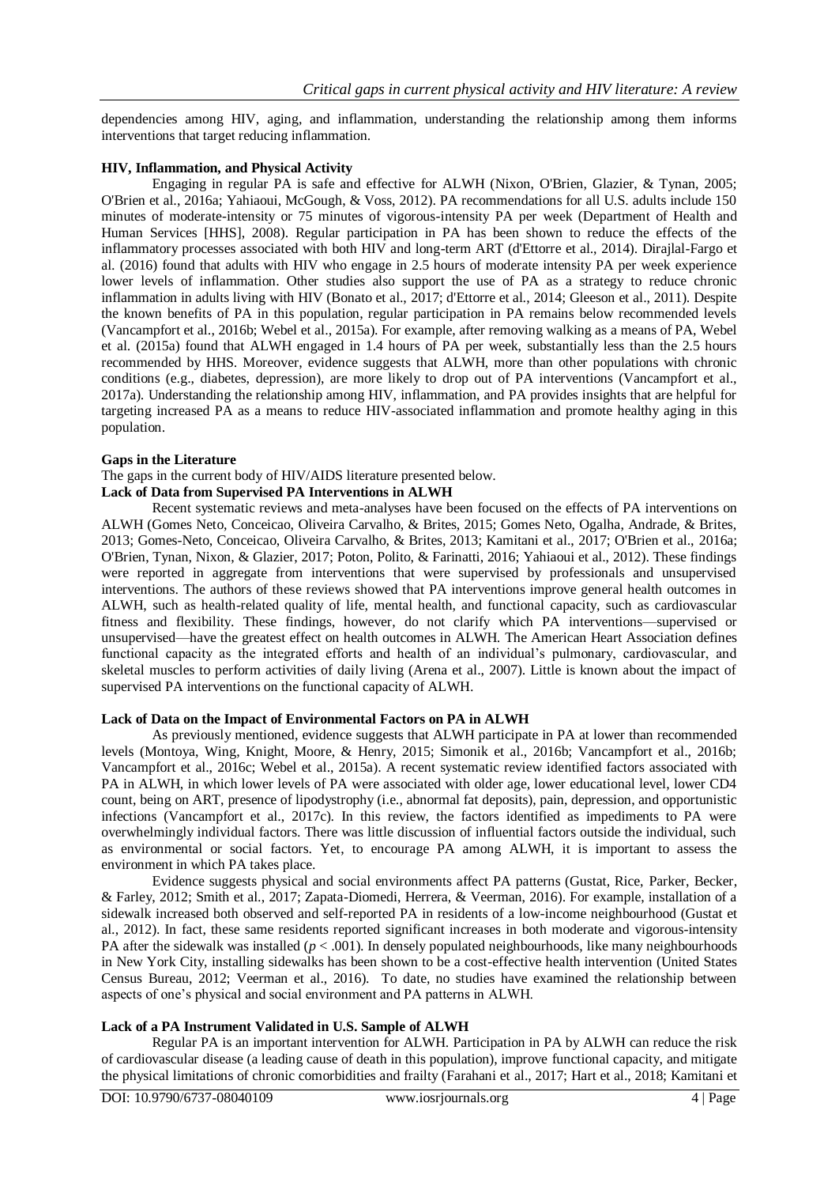dependencies among HIV, aging, and inflammation, understanding the relationship among them informs interventions that target reducing inflammation.

### HIV, Inflammation, and Physical Activity

Engaging in regular PA is safe and effective for ALWH (Nixon, O'Brien, Glazier, & Tynan, 2005; O'Brien et al., 2016a; Yahiaoui, McGough, & Voss, 2012). PA recommendations for all U.S. adults include 150 minutes of moderate-intensity or 75 minutes of vigorous-intensity PA per week (Department of Health and Human Services [HHS], 2008). Regular participation in PA has been shown to reduce the effects of the inflammatory processes associated with both HIV and long-term ART (d'Ettorre et al., 2014). Dirajlal-Fargo et al. (2016) found that adults with HIV who engage in 2.5 hours of moderate intensity PA per week experience lower levels of inflammation. Other studies also support the use of PA as a strategy to reduce chronic inflammation in adults living with HIV (Bonato et al., 2017; d'Ettorre et al., 2014; Gleeson et al., 2011). Despite the known benefits of PA in this population, regular participation in PA remains below recommended levels (Vancampfort et al., 2016b; Webel et al., 2015a). For example, after removing walking as a means of PA, Webel et al. (2015a) found that ALWH engaged in 1.4 hours of PA per week, substantially less than the 2.5 hours recommended by HHS. Moreover, evidence suggests that ALWH, more than other populations with chronic conditions (e.g., diabetes, depression), are more likely to drop out of PA interventions (Vancampfort et al., 2017a). Understanding the relationship among HIV, inflammation, and PA provides insights that are helpful for targeting increased PA as a means to reduce HIV-associated inflammation and promote healthy aging in this population.

### Gaps in the Literature

The gaps in the current body of HIV/AIDS literature presented below.

### Lack of Data from Supervised PA Interventions in ALWH

Recent systematic reviews and meta-analyses have been focused on the effects of PA interventions on ALWH (Gomes Neto, Conceicao, Oliveira Carvalho, & Brites, 2015; Gomes Neto, Ogalha, Andrade, & Brites, 2013; Gomes-Neto, Conceicao, Oliveira Carvalho, & Brites, 2013; Kamitani et al., 2017; O'Brien et al., 2016a; O'Brien, Tynan, Nixon, & Glazier, 2017; Poton, Polito, & Farinatti, 2016; Yahiaoui et al., 2012). These findings were reported in aggregate from interventions that were supervised by professionals and unsupervised interventions. The authors of these reviews showed that PA interventions improve general health outcomes in ALWH, such as health-related quality of life, mental health, and functional capacity, such as cardiovascular fitness and flexibility. These findings, however, do not clarify which PA interventions—supervised or unsupervised—have the greatest effect on health outcomes in ALWH. The American Heart Association defines functional capacity as the integrated efforts and health of an individual's pulmonary, cardiovascular, and skeletal muscles to perform activities of daily living (Arena et al., 2007). Little is known about the impact of supervised PA interventions on the functional capacity of ALWH.

### Lack of Data on the Impact of Environmental Factors on PA in ALWH

As previously mentioned, evidence suggests that ALWH participate in PA at lower than recommended levels (Montoya, Wing, Knight, Moore, & Henry, 2015; Simonik et al., 2016b; Vancampfort et al., 2016b; Vancampfort et al., 2016c; Webel et al., 2015a). A recent systematic review identified factors associated with PA in ALWH, in which lower levels of PA were associated with older age, lower educational level, lower CD4 count, being on ART, presence of lipodystrophy (i.e., abnormal fat deposits), pain, depression, and opportunistic infections (Vancampfort et al., 2017c). In this review, the factors identified as impediments to PA were overwhelmingly individual factors. There was little discussion of influential factors outside the individual, such as environmental or social factors. Yet, to encourage PA among ALWH, it is important to assess the environment in which PA takes place.

Evidence suggests physical and social environments affect PA patterns (Gustat, Rice, Parker, Becker, & Farley, 2012; Smith et al., 2017; Zapata-Diomedi, Herrera, & Veerman, 2016). For example, installation of a sidewalk increased both observed and self-reported PA in residents of a low-income neighbourhood (Gustat et al., 2012). In fact, these same residents reported significant increases in both moderate and vigorous-intensity PA after the sidewalk was installed ($p < .001$). In densely populated neighbourhoods, like many neighbourhoods in New York City, installing sidewalks has been shown to be a cost-effective health intervention (United States Census Bureau, 2012; Veerman et al., 2016). To date, no studies have examined the relationship between aspects of one's physical and social environment and PA patterns in ALWH.

### Lack of a PA Instrument Validated in U.S. Sample of ALWH

Regular PA is an important intervention for ALWH. Participation in PA by ALWH can reduce the risk of cardiovascular disease (a leading cause of death in this population), improve functional capacity, and mitigate the physical limitations of chronic comorbidities and frailty (Farahani et al., 2017; Hart et al., 2018; Kamitani et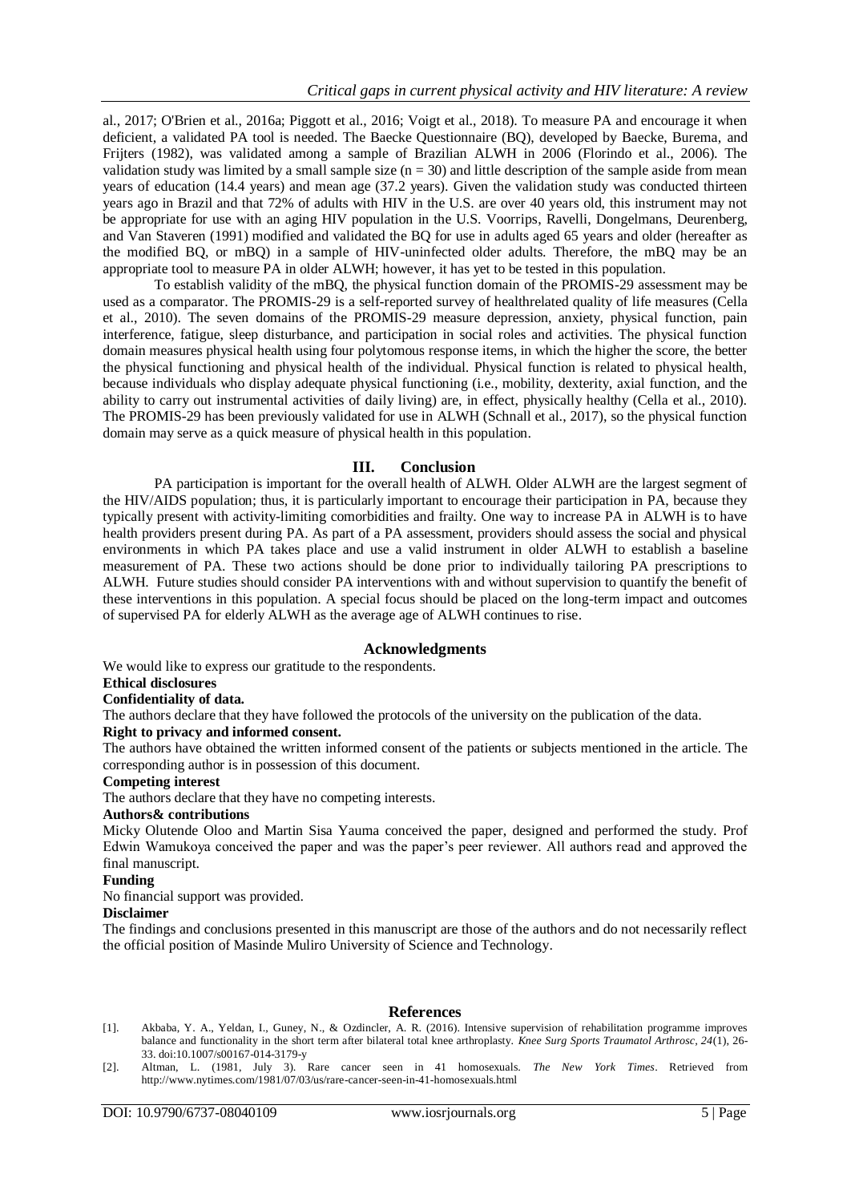al., 2017; O'Brien et al., 2016a; Piggott et al., 2016; Voigt et al., 2018). To measure PA and encourage it when deficient, a validated PA tool is needed. The Baecke Questionnaire (BQ), developed by Baecke, Burema, and Frijters (1982), was validated among a sample of Brazilian ALWH in 2006 (Florindo et al., 2006). The validation study was limited by a small sample size ($n = 30$) and little description of the sample aside from mean years of education (14.4 years) and mean age (37.2 years). Given the validation study was conducted thirteen years ago in Brazil and that 72% of adults with HIV in the U.S. are over 40 years old, this instrument may not be appropriate for use with an aging HIV population in the U.S. Voorrips, Ravelli, Dongelmans, Deurenberg, and Van Staveren (1991) modified and validated the BQ for use in adults aged 65 years and older (hereafter as the modified BQ, or mBQ) in a sample of HIV-uninfected older adults. Therefore, the mBQ may be an appropriate tool to measure PA in older ALWH; however, it has yet to be tested in this population.

To establish validity of the mBQ, the physical function domain of the PROMIS-29 assessment may be used as a comparator. The PROMIS-29 is a self-reported survey of healthrelated quality of life measures (Cella et al., 2010). The seven domains of the PROMIS-29 measure depression, anxiety, physical function, pain interference, fatigue, sleep disturbance, and participation in social roles and activities. The physical function domain measures physical health using four polytomous response items, in which the higher the score, the better the physical functioning and physical health of the individual. Physical function is related to physical health, because individuals who display adequate physical functioning (i.e., mobility, dexterity, axial function, and the ability to carry out instrumental activities of daily living) are, in effect, physically healthy (Cella et al., 2010). The PROMIS-29 has been previously validated for use in ALWH (Schnall et al., 2017), so the physical function domain may serve as a quick measure of physical health in this population.

## III. Conclusion

PA participation is important for the overall health of ALWH. Older ALWH are the largest segment of the HIV/AIDS population; thus, it is particularly important to encourage their participation in PA, because they typically present with activity-limiting comorbidities and frailty. One way to increase PA in ALWH is to have health providers present during PA. As part of a PA assessment, providers should assess the social and physical environments in which PA takes place and use a valid instrument in older ALWH to establish a baseline measurement of PA. These two actions should be done prior to individually tailoring PA prescriptions to ALWH. Future studies should consider PA interventions with and without supervision to quantify the benefit of these interventions in this population. A special focus should be placed on the long-term impact and outcomes of supervised PA for elderly ALWH as the average age of ALWH continues to rise.

### Acknowledgments

We would like to express our gratitude to the respondents.

**Ethical disclosures**

**Confidentiality of data.**

The authors declare that they have followed the protocols of the university on the publication of the data.

**Right to privacy and informed consent.**

The authors have obtained the written informed consent of the patients or subjects mentioned in the article. The corresponding author is in possession of this document.

**Competing interest**

The authors declare that they have no competing interests.

**Authors& contributions**

Micky Olutende Oloo and Martin Sisa Yauma conceived the paper, designed and performed the study. Prof Edwin Wamukoya conceived the paper and was the paper's peer reviewer. All authors read and approved the final manuscript.

**Funding**

No financial support was provided.

**Disclaimer**

The findings and conclusions presented in this manuscript are those of the authors and do not necessarily reflect the official position of Masinde Muliro University of Science and Technology.

### References

[1]. Akbaba, Y. A., Yeldan, I., Guney, N., & Ozdincler, A. R. (2016). Intensive supervision of rehabilitation programme improves balance and functionality in the short term after bilateral total knee arthroplasty. *Knee Surg Sports Traumatol Arthrosc, 24*(1), 26-33. doi:10.1007/s00167-014-3179-y

[2]. Altman, L. (1981, July 3). Rare cancer seen in 41 homosexuals. *The New York Times*. Retrieved from http://www.nytimes.com/1981/07/03/us/rare-cancer-seen-in-41-homosexuals.html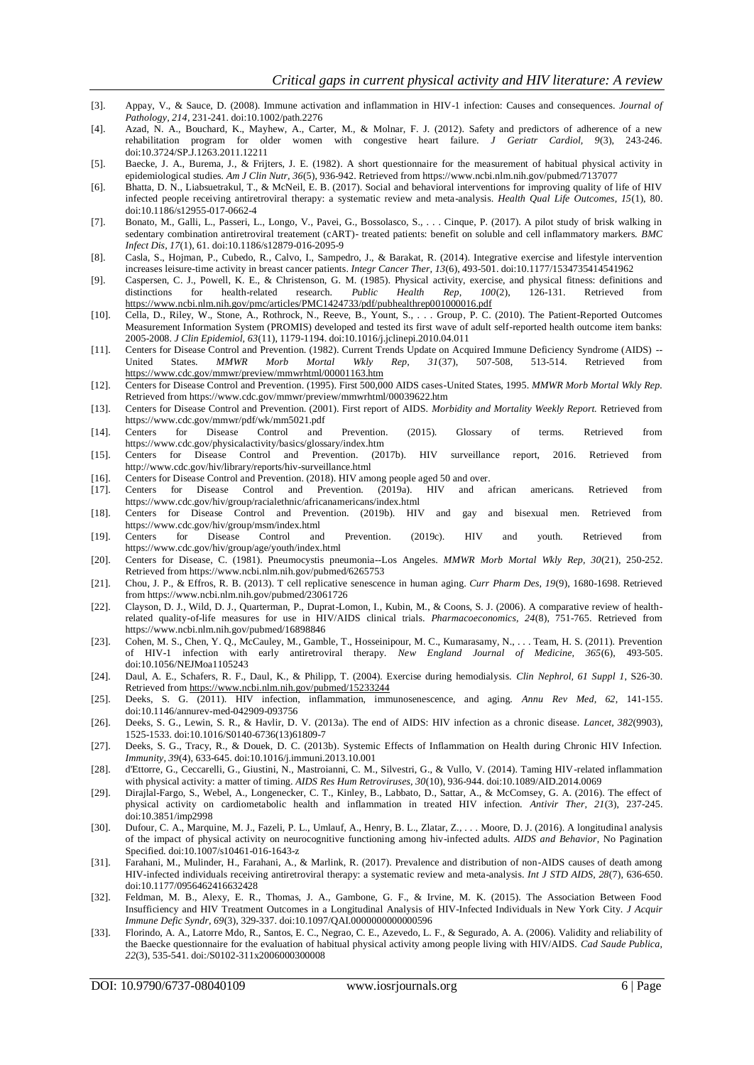[3]. Appay, V., & Sauce, D. (2008). Immune activation and inflammation in HIV-1 infection: Causes and consequences. *Journal of Pathology, 214*, 231-241. doi:10.1002/path.2276

[4]. Azad, N. A., Bouchard, K., Mayhew, A., Carter, M., & Molnar, F. J. (2012). Safety and predictors of adherence of a new rehabilitation program for older women with congestive heart failure. *J Geriatr Cardiol, 9*(3), 243-246. doi:10.3724/SP.J.1263.2011.12211

[5]. Baecke, J. A., Burema, J., & Frijters, J. E. (1982). A short questionnaire for the measurement of habitual physical activity in epidemiological studies. *Am J Clin Nutr, 36*(5), 936-942. Retrieved from https://www.ncbi.nlm.nih.gov/pubmed/7137077

[6]. Bhatta, D. N., Liabsuetrakul, T., & McNeil, E. B. (2017). Social and behavioral interventions for improving quality of life of HIV infected people receiving antiretroviral therapy: a systematic review and meta-analysis. *Health Qual Life Outcomes, 15*(1), 80. doi:10.1186/s12955-017-0662-4

[7]. Bonato, M., Galli, L., Passeri, L., Longo, V., Pavei, G., Bossolasco, S., . . . Cinque, P. (2017). A pilot study of brisk walking in sedentary combination antiretroviral treatement (cART)- treated patients: benefit on soluble and cell inflammatory markers. *BMC Infect Dis, 17*(1), 61. doi:10.1186/s12879-016-2095-9

[8]. Casla, S., Hojman, P., Cubedo, R., Calvo, I., Sampedro, J., & Barakat, R. (2014). Integrative exercise and lifestyle intervention increases leisure-time activity in breast cancer patients. *Integr Cancer Ther, 13*(6), 493-501. doi:10.1177/1534735414541962

[9]. Caspersen, C. J., Powell, K. E., & Christenson, G. M. (1985). Physical activity, exercise, and physical fitness: definitions and distinctions for health-related research. *Public Health Rep, 100*(2), 126-131. Retrieved from https://www.ncbi.nlm.nih.gov/pmc/articles/PMC1424733/pdf/pubhealthrep00100-0016.pdf

[10]. Cella, D., Riley, W., Stone, A., Rothrock, N., Reeve, B., Yount, S., . . . Group, P. C. (2010). The Patient-Reported Outcomes Measurement Information System (PROMIS) developed and tested its first wave of adult self-reported health outcome item banks: 2005-2008. *J Clin Epidemiol, 63*(11), 1179-1194. doi:10.1016/j.jclinepi.2010.04.011

[11]. Centers for Disease Control and Prevention. (1982). Current Trends Update on Acquired Immune Deficiency Syndrome (AIDS) -- United States. *MMWR Morb Mortal Wkly Rep, 31*(37), 507-508, 513-514. Retrieved from https://www.cdc.gov/mmwr/preview/mmwrhtml/00001163.htm

[12]. Centers for Disease Control and Prevention. (1995). First 500,000 AIDS cases-United States, 1995. *MMWR Morb Mortal Wkly Rep.* Retrieved from https://www.cdc.gov/mmwr/preview/mmwrhtml/00039622.htm

[13]. Centers for Disease Control and Prevention. (2001). First report of AIDS. *Morbidity and Mortality Weekly Report.* Retrieved from https://www.cdc.gov/mmwr/pdf/wk/mm5021.pdf

[14]. Centers for Disease Control and Prevention. (2015). Glossary of terms. Retrieved from https://www.cdc.gov/physicalactivity/basics/glossary/index.htm

[15]. Centers for Disease Control and Prevention. (2017b). HIV surveillance report, 2016. Retrieved from http://www.cdc.gov/hiv/library/reports/hiv-surveillance.html

[16]. Centers for Disease Control and Prevention. (2018). HIV among people aged 50 and over.

[17]. Centers for Disease Control and Prevention. (2019a). HIV and african americans. Retrieved from https://www.cdc.gov/hiv/group/racialethnic/africanamericans/index.html

[18]. Centers for Disease Control and Prevention. (2019b). HIV and gay and bisexual men. Retrieved from https://www.cdc.gov/hiv/group/msm/index.html

[19]. Centers for Disease Control and Prevention. (2019c). HIV and youth. Retrieved from https://www.cdc.gov/hiv/group/age/youth/index.html

[20]. Centers for Disease, C. (1981). Pneumocystis pneumonia--Los Angeles. *MMWR Morb Mortal Wkly Rep, 30*(21), 250-252. Retrieved from https://www.ncbi.nlm.nih.gov/pubmed/6265753

[21]. Chou, J. P., & Effros, R. B. (2013). T cell replicative senescence in human aging. *Curr Pharm Des, 19*(9), 1680-1698. Retrieved from https://www.ncbi.nlm.nih.gov/pubmed/23061726

[22]. Clayson, D. J., Wild, D. J., Quarterman, P., Duprat-Lomon, I., Kubin, M., & Coons, S. J. (2006). A comparative review of health-related quality-of-life measures for use in HIV/AIDS clinical trials. *Pharmacoeconomics, 24*(8), 751-765. Retrieved from https://www.ncbi.nlm.nih.gov/pubmed/16898846

[23]. Cohen, M. S., Chen, Y. Q., McCauley, M., Gamble, T., Hosseinipour, M. C., Kumarasamy, N., . . . Team, H. S. (2011). Prevention of HIV-1 infection with early antiretroviral therapy. *New England Journal of Medicine, 365*(6), 493-505. doi:10.1056/NEJMoa1105243

[24]. Daul, A. E., Schafers, R. F., Daul, K., & Philipp, T. (2004). Exercise during hemodialysis. *Clin Nephrol, 61 Suppl 1*, S26-30. Retrieved from https://www.ncbi.nlm.nih.gov/pubmed/15233244

[25]. Deeks, S. G. (2011). HIV infection, inflammation, immunosenescence, and aging. *Annu Rev Med, 62*, 141-155. doi:10.1146/annurev-med-042909-093756

[26]. Deeks, S. G., Lewin, S. R., & Havlir, D. V. (2013a). The end of AIDS: HIV infection as a chronic disease. *Lancet, 382*(9903), 1525-1533. doi:10.1016/S0140-6736(13)61809-7

[27]. Deeks, S. G., Tracy, R., & Douek, D. C. (2013b). Systemic Effects of Inflammation on Health during Chronic HIV Infection. *Immunity, 39*(4), 633-645. doi:10.1016/j.immuni.2013.10.001

[28]. d'Ettorre, G., Ceccarelli, G., Giustini, N., Mastroianni, C. M., Silvestri, G., & Vullo, V. (2014). Taming HIV-related inflammation with physical activity: a matter of timing. *AIDS Res Hum Retroviruses, 30*(10), 936-944. doi:10.1089/AID.2014.0069

[29]. Dirajlal-Fargo, S., Webel, A., Longenecker, C. T., Kinley, B., Labbato, D., Sattar, A., & McComsey, G. A. (2016). The effect of physical activity on cardiometabolic health and inflammation in treated HIV infection. *Antivir Ther, 21*(3), 237-245. doi:10.3851/imp2998

[30]. Dufour, C. A., Marquine, M. J., Fazeli, P. L., Umlauf, A., Henry, B. L., Zlatar, Z., . . . Moore, D. J. (2016). A longitudinal analysis of the impact of physical activity on neurocognitive functioning among hiv-infected adults. *AIDS and Behavior*, No Pagination Specified. doi:10.1007/s10461-016-1643-z

[31]. Farahani, M., Mulinder, H., Farahani, A., & Marlink, R. (2017). Prevalence and distribution of non-AIDS causes of death among HIV-infected individuals receiving antiretroviral therapy: a systematic review and meta-analysis. *Int J STD AIDS, 28*(7), 636-650. doi:10.1177/0956462416632428

[32]. Feldman, M. B., Alexy, E. R., Thomas, J. A., Gambone, G. F., & Irvine, M. K. (2015). The Association Between Food Insufficiency and HIV Treatment Outcomes in a Longitudinal Analysis of HIV-Infected Individuals in New York City. *J Acquir Immune Defic Syndr, 69*(3), 329-337. doi:10.1097/QAI.0000000000000596

[33]. Florindo, A. A., Latorre Mdo, R., Santos, E. C., Negrao, C. E., Azevedo, L. F., & Segurado, A. A. (2006). Validity and reliability of the Baecke questionnaire for the evaluation of habitual physical activity among people living with HIV/AIDS. *Cad Saude Publica, 22*(3), 535-541. doi:/S0102-311x2006000300008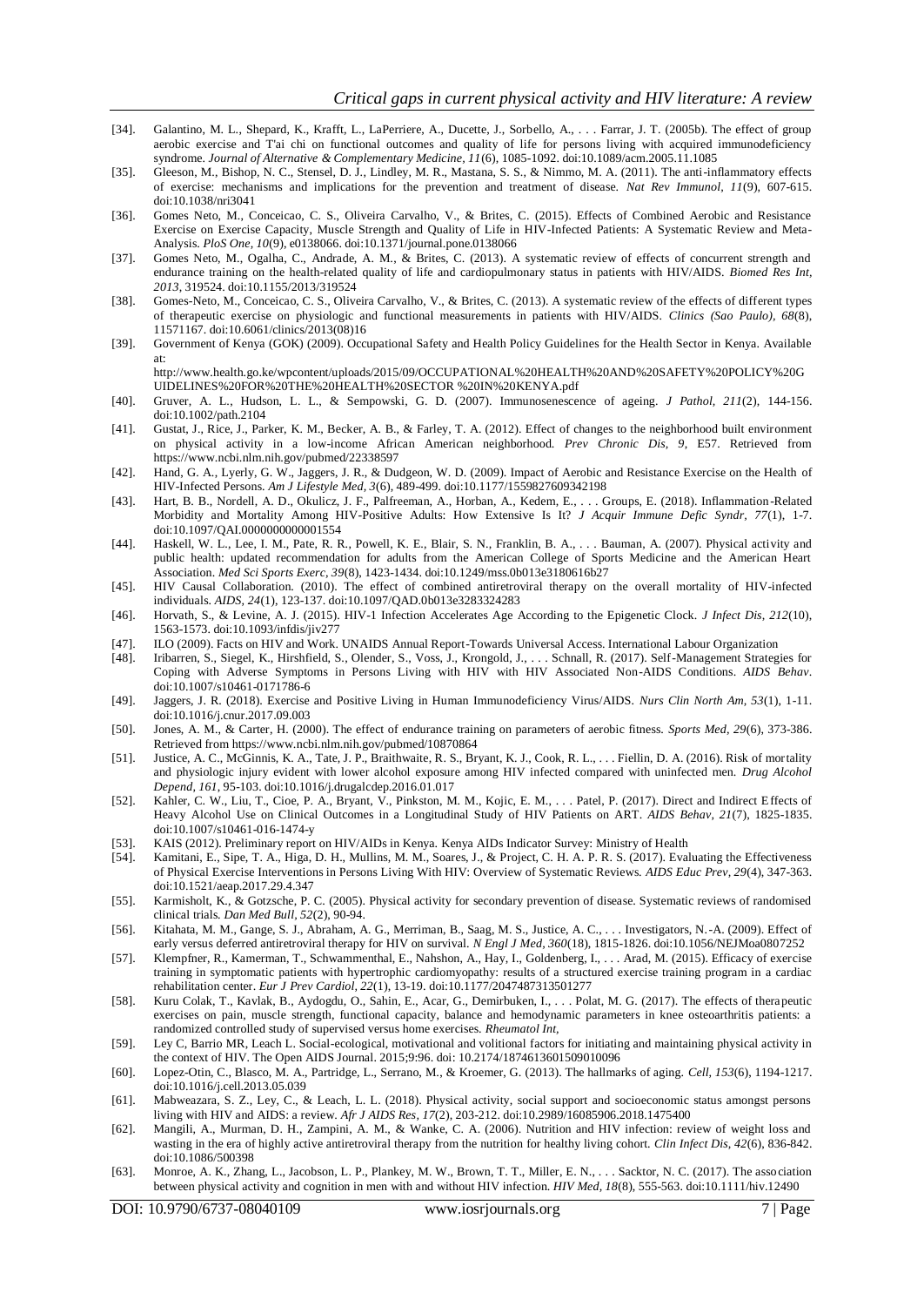- [34]. Galantino, M. L., Shepard, K., Krafft, L., LaPerriere, A., Ducette, J., Sorbello, A., . . . Farrar, J. T. (2005b). The effect of group aerobic exercise and T'ai chi on functional outcomes and quality of life for persons living with acquired immunodeficiency syndrome. *Journal of Alternative & Complementary Medicine, 11*(6), 1085-1092. doi:10.1089/acm.2005.11.1085
- [35]. Gleeson, M., Bishop, N. C., Stensel, D. J., Lindley, M. R., Mastana, S. S., & Nimmo, M. A. (2011). The anti-inflammatory effects of exercise: mechanisms and implications for the prevention and treatment of disease. *Nat Rev Immunol, 11*(9), 607-615. doi:10.1038/nri3041
- [36]. Gomes Neto, M., Conceicao, C. S., Oliveira Carvalho, V., & Brites, C. (2015). Effects of Combined Aerobic and Resistance Exercise on Exercise Capacity, Muscle Strength and Quality of Life in HIV-Infected Patients: A Systematic Review and Meta-Analysis. *PloS One, 10*(9), e0138066. doi:10.1371/journal.pone.0138066
- [37]. Gomes Neto, M., Ogalha, C., Andrade, A. M., & Brites, C. (2013). A systematic review of effects of concurrent strength and endurance training on the health-related quality of life and cardiopulmonary status in patients with HIV/AIDS. *Biomed Res Int, 2013*, 319524. doi:10.1155/2013/319524
- [38]. Gomes-Neto, M., Conceicao, C. S., Oliveira Carvalho, V., & Brites, C. (2013). A systematic review of the effects of different types of therapeutic exercise on physiologic and functional measurements in patients with HIV/AIDS. *Clinics (Sao Paulo), 68*(8), 11571167. doi:10.6061/clinics/2013(08)16
- [39]. Government of Kenya (GOK) (2009). Occupational Safety and Health Policy Guidelines for the Health Sector in Kenya. Available at: http://www.health.go.ke/wpcontent/uploads/2015/09/OCCUPATIONAL%20HEALTH%20AND%20SAFETY%20POLICY%20GUIDELINES%20FOR%20THE%20HEALTH%20SECTOR %20IN%20KENYA.pdf
- [40]. Gruver, A. L., Hudson, L. L., & Sempowski, G. D. (2007). Immunosenescence of ageing. *J Pathol, 211*(2), 144-156. doi:10.1002/path.2104
- [41]. Gustat, J., Rice, J., Parker, K. M., Becker, A. B., & Farley, T. A. (2012). Effect of changes to the neighborhood built environment on physical activity in a low-income African American neighborhood. *Prev Chronic Dis, 9*, E57. Retrieved from https://www.ncbi.nlm.nih.gov/pubmed/22338597
- [42]. Hand, G. A., Lyerly, G. W., Jaggers, J. R., & Dudgeon, W. D. (2009). Impact of Aerobic and Resistance Exercise on the Health of HIV-Infected Persons. *Am J Lifestyle Med, 3*(6), 489-499. doi:10.1177/1559827609342198
- [43]. Hart, B. B., Nordell, A. D., Okulicz, J. F., Palfreeman, A., Horban, A., Kedem, E., . . . Groups, E. (2018). Inflammation-Related Morbidity and Mortality Among HIV-Positive Adults: How Extensive Is It? *J Acquir Immune Defic Syndr, 77*(1), 1-7. doi:10.1097/QAI.0000000000001554
- [44]. Haskell, W. L., Lee, I. M., Pate, R. R., Powell, K. E., Blair, S. N., Franklin, B. A., . . . Bauman, A. (2007). Physical activity and public health: updated recommendation for adults from the American College of Sports Medicine and the American Heart Association. *Med Sci Sports Exerc, 39*(8), 1423-1434. doi:10.1249/mss.0b013e3180616b27
- [45]. HIV Causal Collaboration. (2010). The effect of combined antiretroviral therapy on the overall mortality of HIV-infected individuals. *AIDS, 24*(1), 123-137. doi:10.1097/QAD.0b013e3283324283
- [46]. Horvath, S., & Levine, A. J. (2015). HIV-1 Infection Accelerates Age According to the Epigenetic Clock. *J Infect Dis, 212*(10), 1563-1573. doi:10.1093/infdis/jiv277
- [47]. ILO (2009). Facts on HIV and Work. UNAIDS Annual Report-Towards Universal Access. International Labour Organization
- [48]. Iribarren, S., Siegel, K., Hirshfield, S., Olender, S., Voss, J., Krongold, J., . . . Schnall, R. (2017). Self-Management Strategies for Coping with Adverse Symptoms in Persons Living with HIV with HIV Associated Non-AIDS Conditions. *AIDS Behav*. doi:10.1007/s10461-0171786-6
- [49]. Jaggers, J. R. (2018). Exercise and Positive Living in Human Immunodeficiency Virus/AIDS. *Nurs Clin North Am, 53*(1), 1-11. doi:10.1016/j.cnur.2017.09.003
- [50]. Jones, A. M., & Carter, H. (2000). The effect of endurance training on parameters of aerobic fitness. *Sports Med, 29*(6), 373-386. Retrieved from https://www.ncbi.nlm.nih.gov/pubmed/10870864
- [51]. Justice, A. C., McGinnis, K. A., Tate, J. P., Braithwaite, R. S., Bryant, K. J., Cook, R. L., . . . Fiellin, D. A. (2016). Risk of mortality and physiologic injury evident with lower alcohol exposure among HIV infected compared with uninfected men. *Drug Alcohol Depend, 161*, 95-103. doi:10.1016/j.drugalcdep.2016.01.017
- [52]. Kahler, C. W., Liu, T., Cioe, P. A., Bryant, V., Pinkston, M. M., Kojic, E. M., . . . Patel, P. (2017). Direct and Indirect Effects of Heavy Alcohol Use on Clinical Outcomes in a Longitudinal Study of HIV Patients on ART. *AIDS Behav, 21*(7), 1825-1835. doi:10.1007/s10461-016-1474-y
- [53]. KAIS (2012). Preliminary report on HIV/AIDs in Kenya. Kenya AIDs Indicator Survey: Ministry of Health
- [54]. Kamitani, E., Sipe, T. A., Higa, D. H., Mullins, M. M., Soares, J., & Project, C. H. A. P. R. S. (2017). Evaluating the Effectiveness of Physical Exercise Interventions in Persons Living With HIV: Overview of Systematic Reviews. *AIDS Educ Prev, 29*(4), 347-363. doi:10.1521/aeap.2017.29.4.347
- [55]. Karmisholt, K., & Gotzsche, P. C. (2005). Physical activity for secondary prevention of disease. Systematic reviews of randomised clinical trials. *Dan Med Bull, 52*(2), 90-94.
- [56]. Kitahata, M. M., Gange, S. J., Abraham, A. G., Merriman, B., Saag, M. S., Justice, A. C., . . . Investigators, N.-A. (2009). Effect of early versus deferred antiretroviral therapy for HIV on survival. *N Engl J Med, 360*(18), 1815-1826. doi:10.1056/NEJMoa0807252
- [57]. Klempfner, R., Kamerman, T., Schwammenthal, E., Nahshon, A., Hay, I., Goldenberg, I., . . . Arad, M. (2015). Efficacy of exercise training in symptomatic patients with hypertrophic cardiomyopathy: results of a structured exercise training program in a cardiac rehabilitation center. *Eur J Prev Cardiol, 22*(1), 13-19. doi:10.1177/2047487313501277
- [58]. Kuru Colak, T., Kavlak, B., Aydogdu, O., Sahin, E., Acar, G., Demirbuken, I., . . . Polat, M. G. (2017). The effects of therapeutic exercises on pain, muscle strength, functional capacity, balance and hemodynamic parameters in knee osteoarthritis patients: a randomized controlled study of supervised versus home exercises. *Rheumatol Int,*
- [59]. Ley C, Barrio MR, Leach L. Social-ecological, motivational and volitional factors for initiating and maintaining physical activity in the context of HIV. The Open AIDS Journal. 2015;9:96. doi: 10.2174/1874613601509010096
- [60]. Lopez-Otin, C., Blasco, M. A., Partridge, L., Serrano, M., & Kroemer, G. (2013). The hallmarks of aging. *Cell, 153*(6), 1194-1217. doi:10.1016/j.cell.2013.05.039
- [61]. Mabweazara, S. Z., Ley, C., & Leach, L. L. (2018). Physical activity, social support and socioeconomic status amongst persons living with HIV and AIDS: a review. *Afr J AIDS Res, 17*(2), 203-212. doi:10.2989/16085906.2018.1475400
- [62]. Mangili, A., Murman, D. H., Zampini, A. M., & Wanke, C. A. (2006). Nutrition and HIV infection: review of weight loss and wasting in the era of highly active antiretroviral therapy from the nutrition for healthy living cohort. *Clin Infect Dis, 42*(6), 836-842. doi:10.1086/500398
- [63]. Monroe, A. K., Zhang, L., Jacobson, L. P., Plankey, M. W., Brown, T. T., Miller, E. N., . . . Sacktor, N. C. (2017). The association between physical activity and cognition in men with and without HIV infection. *HIV Med, 18*(8), 555-563. doi:10.1111/hiv.12490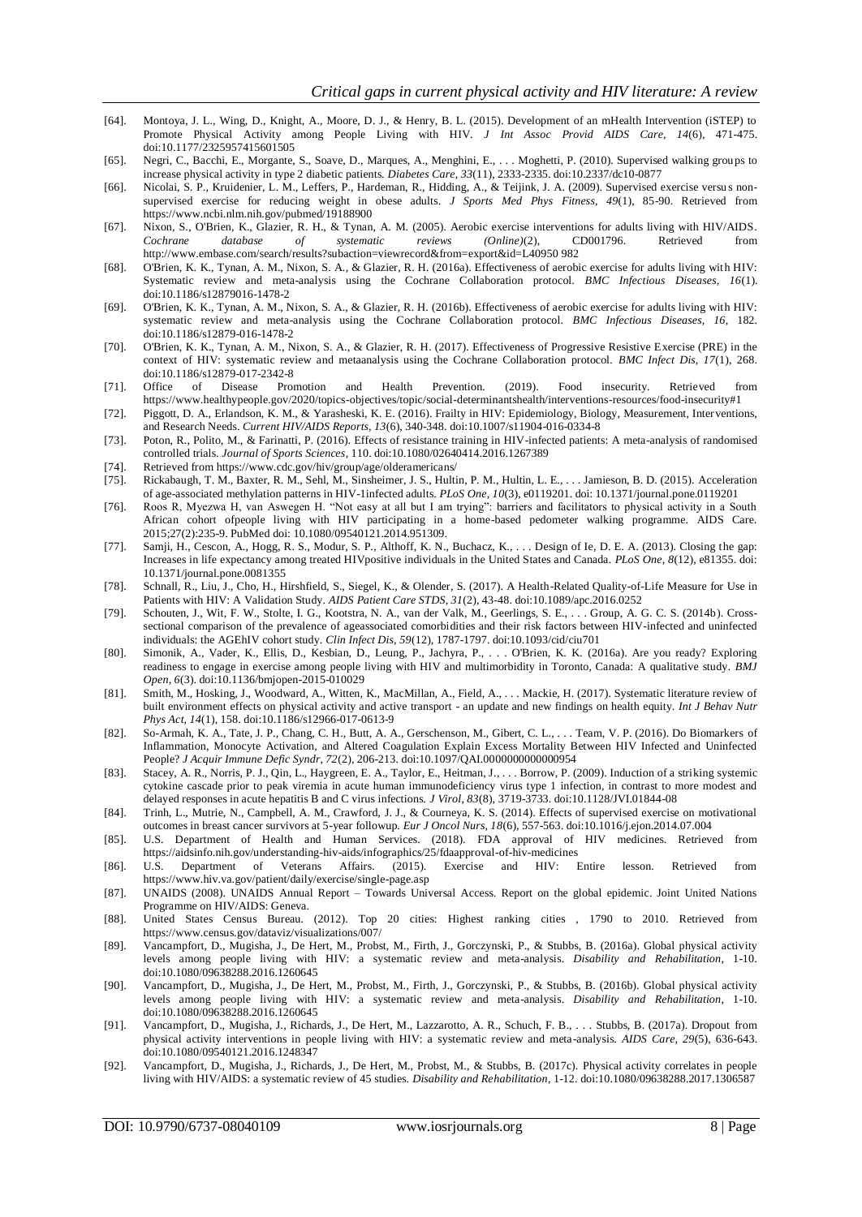[64]. Montoya, J. L., Wing, D., Knight, A., Moore, D. J., & Henry, B. L. (2015). Development of an mHealth Intervention (iSTEP) to Promote Physical Activity among People Living with HIV. *J Int Assoc Provid AIDS Care, 14*(6), 471-475. doi:10.1177/2325957415601505

[65]. Negri, C., Bacchi, E., Morgante, S., Soave, D., Marques, A., Menghini, E., . . . Moghetti, P. (2010). Supervised walking groups to increase physical activity in type 2 diabetic patients. *Diabetes Care, 33*(11), 2333-2335. doi:10.2337/dc10-0877

[66]. Nicolai, S. P., Kruidenier, L. M., Leffers, P., Hardeman, R., Hidding, A., & Teijink, J. A. (2009). Supervised exercise versus non-supervised exercise for reducing weight in obese adults. *J Sports Med Phys Fitness, 49*(1), 85-90. Retrieved from https://www.ncbi.nlm.nih.gov/pubmed/19188900

[67]. Nixon, S., O'Brien, K., Glazier, R. H., & Tynan, A. M. (2005). Aerobic exercise interventions for adults living with HIV/AIDS. *Cochrane database of systematic reviews (Online)*(2), CD001796. Retrieved from http://www.embase.com/search/results?subaction=viewrecord&from=export&id=L40950 982

[68]. O'Brien, K. K., Tynan, A. M., Nixon, S. A., & Glazier, R. H. (2016a). Effectiveness of aerobic exercise for adults living with HIV: Systematic review and meta-analysis using the Cochrane Collaboration protocol. *BMC Infectious Diseases, 16*(1). doi:10.1186/s12879016-1478-2

[69]. O'Brien, K. K., Tynan, A. M., Nixon, S. A., & Glazier, R. H. (2016b). Effectiveness of aerobic exercise for adults living with HIV: systematic review and meta-analysis using the Cochrane Collaboration protocol. *BMC Infectious Diseases, 16*, 182. doi:10.1186/s12879-016-1478-2

[70]. O'Brien, K. K., Tynan, A. M., Nixon, S. A., & Glazier, R. H. (2017). Effectiveness of Progressive Resistive Exercise (PRE) in the context of HIV: systematic review and metaanalysis using the Cochrane Collaboration protocol. *BMC Infect Dis, 17*(1), 268. doi:10.1186/s12879-017-2342-8

[71]. Office of Disease Promotion and Health Prevention. (2019). Food insecurity. Retrieved from https://www.healthypeople.gov/2020/topics-objectives/topic/social-determinantshealth/interventions-resources/food-insecurity#1

[72]. Piggott, D. A., Erlandson, K. M., & Yarasheski, K. E. (2016). Frailty in HIV: Epidemiology, Biology, Measurement, Interventions, and Research Needs. *Current HIV/AIDS Reports, 13*(6), 340-348. doi:10.1007/s11904-016-0334-8

[73]. Poton, R., Polito, M., & Farinatti, P. (2016). Effects of resistance training in HIV-infected patients: A meta-analysis of randomised controlled trials. *Journal of Sports Sciences*, 110. doi:10.1080/02640414.2016.1267389

[74]. Retrieved from https://www.cdc.gov/hiv/group/age/olderamericans/

[75]. Rickabaugh, T. M., Baxter, R. M., Sehl, M., Sinsheimer, J. S., Hultin, P. M., Hultin, L. E., . . . Jamieson, B. D. (2015). Acceleration of age-associated methylation patterns in HIV-1infected adults. *PLoS One, 10*(3), e0119201. doi: 10.1371/journal.pone.0119201

[76]. Roos R, Myezwa H, van Aswegen H. "Not easy at all but I am trying": barriers and facilitators to physical activity in a South African cohort ofpeople living with HIV participating in a home-based pedometer walking programme. AIDS Care. 2015;27(2):235-9. PubMed doi: 10.1080/09540121.2014.951309.

[77]. Samji, H., Cescon, A., Hogg, R. S., Modur, S. P., Althoff, K. N., Buchacz, K., . . . Design of Ie, D. E. A. (2013). Closing the gap: Increases in life expectancy among treated HIVpositive individuals in the United States and Canada. *PLoS One, 8*(12), e81355. doi: 10.1371/journal.pone.0081355

[78]. Schnall, R., Liu, J., Cho, H., Hirshfield, S., Siegel, K., & Olender, S. (2017). A Health-Related Quality-of-Life Measure for Use in Patients with HIV: A Validation Study. *AIDS Patient Care STDS, 31*(2), 43-48. doi:10.1089/apc.2016.0252

[79]. Schouten, J., Wit, F. W., Stolte, I. G., Kootstra, N. A., van der Valk, M., Geerlings, S. E., . . . Group, A. G. C. S. (2014b). Cross-sectional comparison of the prevalence of ageassociated comorbidities and their risk factors between HIV-infected and uninfected individuals: the AGEhIV cohort study. *Clin Infect Dis, 59*(12), 1787-1797. doi:10.1093/cid/ciu701

[80]. Simonik, A., Vader, K., Ellis, D., Kesbian, D., Leung, P., Jachyra, P., . . . O'Brien, K. K. (2016a). Are you ready? Exploring readiness to engage in exercise among people living with HIV and multimorbidity in Toronto, Canada: A qualitative study. *BMJ Open, 6*(3). doi:10.1136/bmjopen-2015-010029

[81]. Smith, M., Hosking, J., Woodward, A., Witten, K., MacMillan, A., Field, A., . . . Mackie, H. (2017). Systematic literature review of built environment effects on physical activity and active transport - an update and new findings on health equity. *Int J Behav Nutr Phys Act, 14*(1), 158. doi:10.1186/s12966-017-0613-9

[82]. So-Armah, K. A., Tate, J. P., Chang, C. H., Butt, A. A., Gerschenson, M., Gibert, C. L., . . . Team, V. P. (2016). Do Biomarkers of Inflammation, Monocyte Activation, and Altered Coagulation Explain Excess Mortality Between HIV Infected and Uninfected People? *J Acquir Immune Defic Syndr, 72*(2), 206-213. doi:10.1097/QAI.0000000000000954

[83]. Stacey, A. R., Norris, P. J., Qin, L., Haygreen, E. A., Taylor, E., Heitman, J., . . . Borrow, P. (2009). Induction of a striking systemic cytokine cascade prior to peak viremia in acute human immunodeficiency virus type 1 infection, in contrast to more modest and delayed responses in acute hepatitis B and C virus infections. *J Virol, 83*(8), 3719-3733. doi:10.1128/JVI.01844-08

[84]. Trinh, L., Mutrie, N., Campbell, A. M., Crawford, J. J., & Courneya, K. S. (2014). Effects of supervised exercise on motivational outcomes in breast cancer survivors at 5-year followup. *Eur J Oncol Nurs, 18*(6), 557-563. doi:10.1016/j.ejon.2014.07.004

[85]. U.S. Department of Health and Human Services. (2018). FDA approval of HIV medicines. Retrieved from https://aidsinfo.nih.gov/understanding-hiv-aids/infographics/25/fdaapproval-of-hiv-medicines

[86]. U.S. Department of Veterans Affairs. (2015). Exercise and HIV: Entire lesson. Retrieved from https://www.hiv.va.gov/patient/daily/exercise/single-page.asp

[87]. UNAIDS (2008). UNAIDS Annual Report – Towards Universal Access. Report on the global epidemic. Joint United Nations Programme on HIV/AIDS: Geneva.

[88]. United States Census Bureau. (2012). Top 20 cities: Highest ranking cities , 1790 to 2010. Retrieved from https://www.census.gov/dataviz/visualizations/007/

[89]. Vancampfort, D., Mugisha, J., De Hert, M., Probst, M., Firth, J., Gorczynski, P., & Stubbs, B. (2016a). Global physical activity levels among people living with HIV: a systematic review and meta-analysis. *Disability and Rehabilitation*, 1-10. doi:10.1080/09638288.2016.1260645

[90]. Vancampfort, D., Mugisha, J., De Hert, M., Probst, M., Firth, J., Gorczynski, P., & Stubbs, B. (2016b). Global physical activity levels among people living with HIV: a systematic review and meta-analysis. *Disability and Rehabilitation*, 1-10. doi:10.1080/09638288.2016.1260645

[91]. Vancampfort, D., Mugisha, J., Richards, J., De Hert, M., Lazzarotto, A. R., Schuch, F. B., . . . Stubbs, B. (2017a). Dropout from physical activity interventions in people living with HIV: a systematic review and meta-analysis. *AIDS Care, 29*(5), 636-643. doi:10.1080/09540121.2016.1248347

[92]. Vancampfort, D., Mugisha, J., Richards, J., De Hert, M., Probst, M., & Stubbs, B. (2017c). Physical activity correlates in people living with HIV/AIDS: a systematic review of 45 studies. *Disability and Rehabilitation*, 1-12. doi:10.1080/09638288.2017.1306587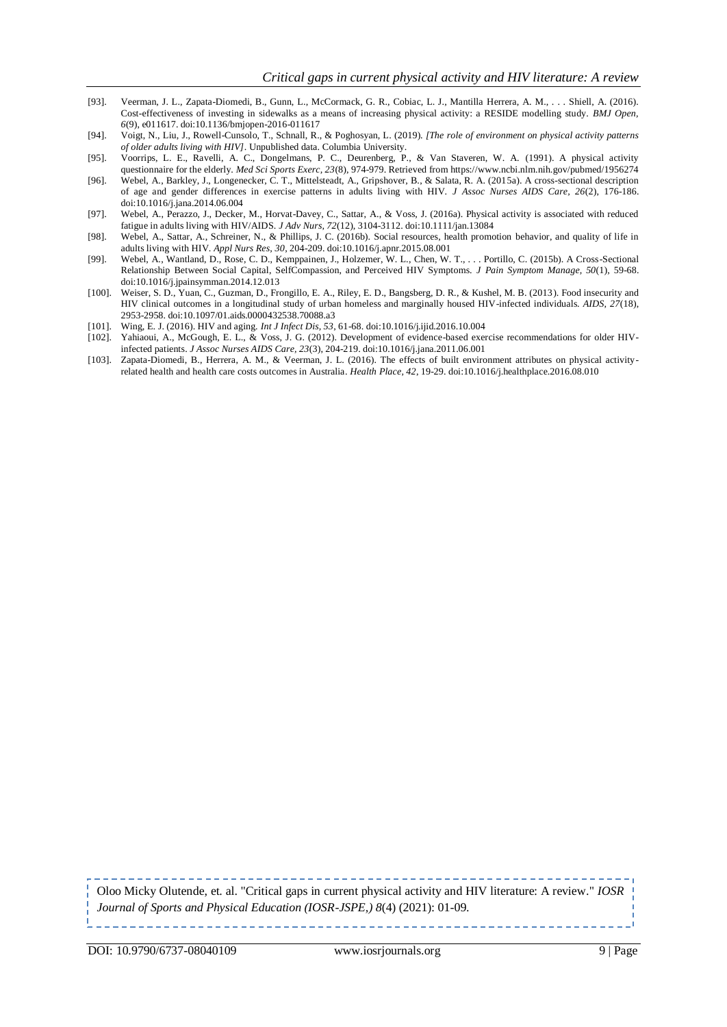[93]. Veerman, J. L., Zapata-Diomedi, B., Gunn, L., McCormack, G. R., Cobiac, L. J., Mantilla Herrera, A. M., . . . Shiell, A. (2016). Cost-effectiveness of investing in sidewalks as a means of increasing physical activity: a RESIDE modelling study. *BMJ Open, 6*(9), e011617. doi:10.1136/bmjopen-2016-011617

[94]. Voigt, N., Liu, J., Rowell-Cunsolo, T., Schnall, R., & Poghosyan, L. (2019). *[The role of environment on physical activity patterns of older adults living with HIV]*. Unpublished data. Columbia University.

[95]. Voorrips, L. E., Ravelli, A. C., Dongelmans, P. C., Deurenberg, P., & Van Staveren, W. A. (1991). A physical activity questionnaire for the elderly. *Med Sci Sports Exerc, 23*(8), 974-979. Retrieved from https://www.ncbi.nlm.nih.gov/pubmed/1956274

[96]. Webel, A., Barkley, J., Longenecker, C. T., Mittelsteadt, A., Gripshover, B., & Salata, R. A. (2015a). A cross-sectional description of age and gender differences in exercise patterns in adults living with HIV. *J Assoc Nurses AIDS Care, 26*(2), 176-186. doi:10.1016/j.jana.2014.06.004

[97]. Webel, A., Perazzo, J., Decker, M., Horvat-Davey, C., Sattar, A., & Voss, J. (2016a). Physical activity is associated with reduced fatigue in adults living with HIV/AIDS. *J Adv Nurs, 72*(12), 3104-3112. doi:10.1111/jan.13084

[98]. Webel, A., Sattar, A., Schreiner, N., & Phillips, J. C. (2016b). Social resources, health promotion behavior, and quality of life in adults living with HIV. *Appl Nurs Res, 30*, 204-209. doi:10.1016/j.apnr.2015.08.001

[99]. Webel, A., Wantland, D., Rose, C. D., Kemppainen, J., Holzemer, W. L., Chen, W. T., . . . Portillo, C. (2015b). A Cross-Sectional Relationship Between Social Capital, SelfCompassion, and Perceived HIV Symptoms. *J Pain Symptom Manage, 50*(1), 59-68. doi:10.1016/j.jpainsymman.2014.12.013

[100]. Weiser, S. D., Yuan, C., Guzman, D., Frongillo, E. A., Riley, E. D., Bangsberg, D. R., & Kushel, M. B. (2013). Food insecurity and HIV clinical outcomes in a longitudinal study of urban homeless and marginally housed HIV-infected individuals. *AIDS, 27*(18), 2953-2958. doi:10.1097/01.aids.0000432538.70088.a3

[101]. Wing, E. J. (2016). HIV and aging. *Int J Infect Dis, 53*, 61-68. doi:10.1016/j.ijid.2016.10.004

[102]. Yahiaoui, A., McGough, E. L., & Voss, J. G. (2012). Development of evidence-based exercise recommendations for older HIV-infected patients. *J Assoc Nurses AIDS Care, 23*(3), 204-219. doi:10.1016/j.jana.2011.06.001

[103]. Zapata-Diomedi, B., Herrera, A. M., & Veerman, J. L. (2016). The effects of built environment attributes on physical activity-related health and health care costs outcomes in Australia. *Health Place, 42*, 19-29. doi:10.1016/j.healthplace.2016.08.010

Oloo Micky Olutende, et. al. "Critical gaps in current physical activity and HIV literature: A review." *IOSR Journal of Sports and Physical Education (IOSR-JSPE,) 8*(4) (2021): 01-09.